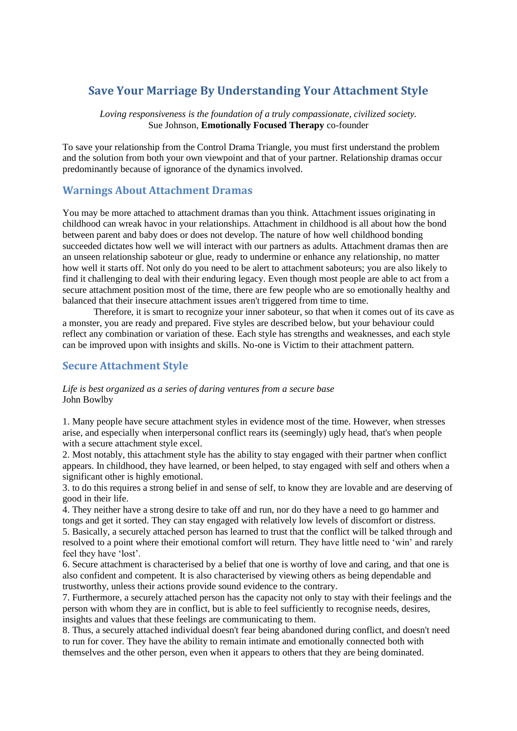# Save Your Marriage By Understanding Your Attachment Style

*Loving responsiveness is the foundation of a truly compassionate, civilized society.*
Sue Johnson, **Emotionally Focused Therapy** co-founder

To save your relationship from the Control Drama Triangle, you must first understand the problem and the solution from both your own viewpoint and that of your partner. Relationship dramas occur predominantly because of ignorance of the dynamics involved.

## Warnings About Attachment Dramas

You may be more attached to attachment dramas than you think. Attachment issues originating in childhood can wreak havoc in your relationships. Attachment in childhood is all about how the bond between parent and baby does or does not develop. The nature of how well childhood bonding succeeded dictates how well we will interact with our partners as adults. Attachment dramas then are an unseen relationship saboteur or glue, ready to undermine or enhance any relationship, no matter how well it starts off. Not only do you need to be alert to attachment saboteurs; you are also likely to find it challenging to deal with their enduring legacy. Even though most people are able to act from a secure attachment position most of the time, there are few people who are so emotionally healthy and balanced that their insecure attachment issues aren't triggered from time to time.

Therefore, it is smart to recognize your inner saboteur, so that when it comes out of its cave as a monster, you are ready and prepared. Five styles are described below, but your behaviour could reflect any combination or variation of these. Each style has strengths and weaknesses, and each style can be improved upon with insights and skills. No-one is Victim to their attachment pattern.

## Secure Attachment Style

*Life is best organized as a series of daring ventures from a secure base*
John Bowlby

1. Many people have secure attachment styles in evidence most of the time. However, when stresses arise, and especially when interpersonal conflict rears its (seemingly) ugly head, that's when people with a secure attachment style excel.
2. Most notably, this attachment style has the ability to stay engaged with their partner when conflict appears. In childhood, they have learned, or been helped, to stay engaged with self and others when a significant other is highly emotional.
3. to do this requires a strong belief in and sense of self, to know they are lovable and are deserving of good in their life.
4. They neither have a strong desire to take off and run, nor do they have a need to go hammer and tongs and get it sorted. They can stay engaged with relatively low levels of discomfort or distress.
5. Basically, a securely attached person has learned to trust that the conflict will be talked through and resolved to a point where their emotional comfort will return. They have little need to 'win' and rarely feel they have 'lost'.
6. Secure attachment is characterised by a belief that one is worthy of love and caring, and that one is also confident and competent. It is also characterised by viewing others as being dependable and trustworthy, unless their actions provide sound evidence to the contrary.
7. Furthermore, a securely attached person has the capacity not only to stay with their feelings and the person with whom they are in conflict, but is able to feel sufficiently to recognise needs, desires, insights and values that these feelings are communicating to them.
8. Thus, a securely attached individual doesn't fear being abandoned during conflict, and doesn't need to run for cover. They have the ability to remain intimate and emotionally connected both with themselves and the other person, even when it appears to others that they are being dominated.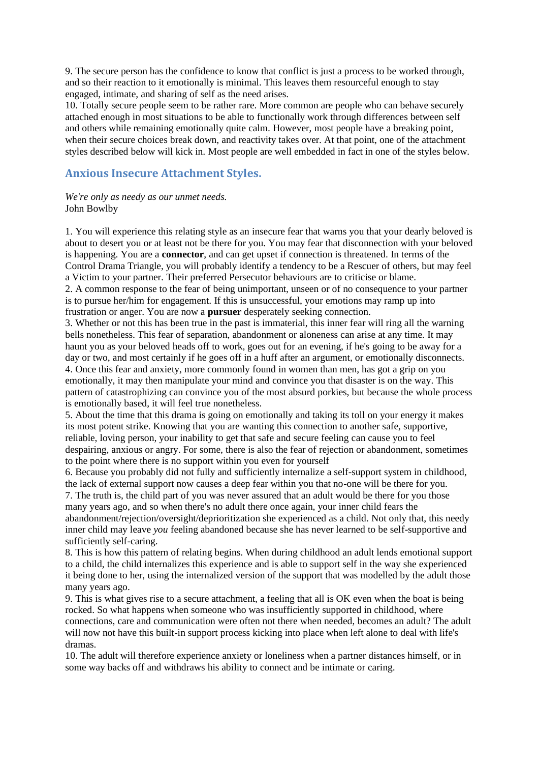9. The secure person has the confidence to know that conflict is just a process to be worked through, and so their reaction to it emotionally is minimal. This leaves them resourceful enough to stay engaged, intimate, and sharing of self as the need arises.

10. Totally secure people seem to be rather rare. More common are people who can behave securely attached enough in most situations to be able to functionally work through differences between self and others while remaining emotionally quite calm. However, most people have a breaking point, when their secure choices break down, and reactivity takes over. At that point, one of the attachment styles described below will kick in. Most people are well embedded in fact in one of the styles below.

## Anxious Insecure Attachment Styles.

*We're only as needy as our unmet needs.*
John Bowlby

1. You will experience this relating style as an insecure fear that warns you that your dearly beloved is about to desert you or at least not be there for you. You may fear that disconnection with your beloved is happening. You are a **connector**, and can get upset if connection is threatened. In terms of the Control Drama Triangle, you will probably identify a tendency to be a Rescuer of others, but may feel a Victim to your partner. Their preferred Persecutor behaviours are to criticise or blame.

2. A common response to the fear of being unimportant, unseen or of no consequence to your partner is to pursue her/him for engagement. If this is unsuccessful, your emotions may ramp up into frustration or anger. You are now a **pursuer** desperately seeking connection.

3. Whether or not this has been true in the past is immaterial, this inner fear will ring all the warning bells nonetheless. This fear of separation, abandonment or aloneness can arise at any time. It may haunt you as your beloved heads off to work, goes out for an evening, if he's going to be away for a day or two, and most certainly if he goes off in a huff after an argument, or emotionally disconnects.

4. Once this fear and anxiety, more commonly found in women than men, has got a grip on you emotionally, it may then manipulate your mind and convince you that disaster is on the way. This pattern of catastrophizing can convince you of the most absurd porkies, but because the whole process is emotionally based, it will feel true nonetheless.

5. About the time that this drama is going on emotionally and taking its toll on your energy it makes its most potent strike. Knowing that you are wanting this connection to another safe, supportive, reliable, loving person, your inability to get that safe and secure feeling can cause you to feel despairing, anxious or angry. For some, there is also the fear of rejection or abandonment, sometimes to the point where there is no support within you even for yourself

6. Because you probably did not fully and sufficiently internalize a self-support system in childhood, the lack of external support now causes a deep fear within you that no-one will be there for you.

7. The truth is, the child part of you was never assured that an adult would be there for you those many years ago, and so when there's no adult there once again, your inner child fears the abandonment/rejection/oversight/deprioritization she experienced as a child. Not only that, this needy inner child may leave *you* feeling abandoned because she has never learned to be self-supportive and sufficiently self-caring.

8. This is how this pattern of relating begins. When during childhood an adult lends emotional support to a child, the child internalizes this experience and is able to support self in the way she experienced it being done to her, using the internalized version of the support that was modelled by the adult those many years ago.

9. This is what gives rise to a secure attachment, a feeling that all is OK even when the boat is being rocked. So what happens when someone who was insufficiently supported in childhood, where connections, care and communication were often not there when needed, becomes an adult? The adult will now not have this built-in support process kicking into place when left alone to deal with life's dramas.

10. The adult will therefore experience anxiety or loneliness when a partner distances himself, or in some way backs off and withdraws his ability to connect and be intimate or caring.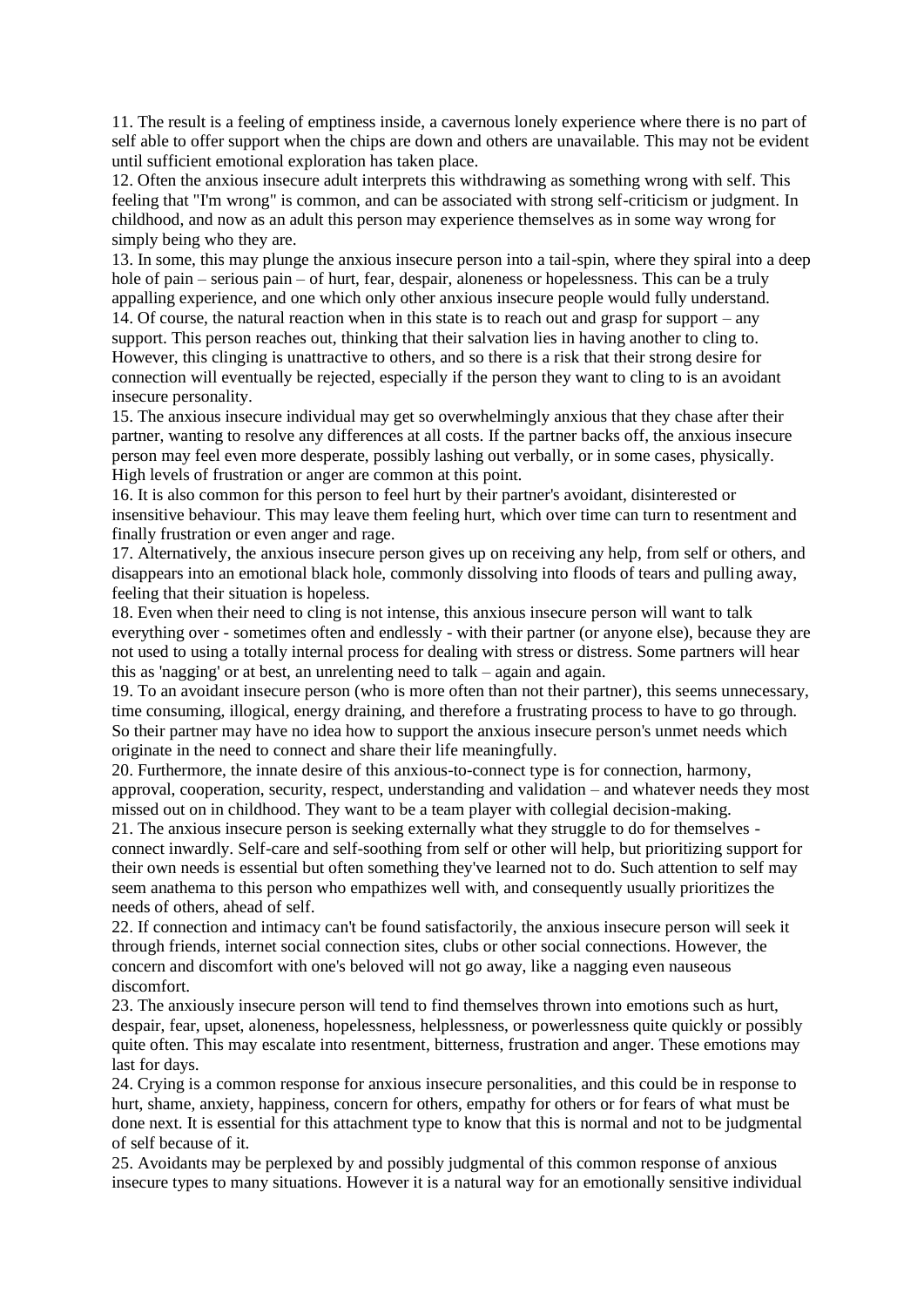11. The result is a feeling of emptiness inside, a cavernous lonely experience where there is no part of self able to offer support when the chips are down and others are unavailable. This may not be evident until sufficient emotional exploration has taken place.

12. Often the anxious insecure adult interprets this withdrawing as something wrong with self. This feeling that "I'm wrong" is common, and can be associated with strong self-criticism or judgment. In childhood, and now as an adult this person may experience themselves as in some way wrong for simply being who they are.

13. In some, this may plunge the anxious insecure person into a tail-spin, where they spiral into a deep hole of pain – serious pain – of hurt, fear, despair, aloneness or hopelessness. This can be a truly appalling experience, and one which only other anxious insecure people would fully understand.

14. Of course, the natural reaction when in this state is to reach out and grasp for support – any support. This person reaches out, thinking that their salvation lies in having another to cling to. However, this clinging is unattractive to others, and so there is a risk that their strong desire for connection will eventually be rejected, especially if the person they want to cling to is an avoidant insecure personality.

15. The anxious insecure individual may get so overwhelmingly anxious that they chase after their partner, wanting to resolve any differences at all costs. If the partner backs off, the anxious insecure person may feel even more desperate, possibly lashing out verbally, or in some cases, physically. High levels of frustration or anger are common at this point.

16. It is also common for this person to feel hurt by their partner's avoidant, disinterested or insensitive behaviour. This may leave them feeling hurt, which over time can turn to resentment and finally frustration or even anger and rage.

17. Alternatively, the anxious insecure person gives up on receiving any help, from self or others, and disappears into an emotional black hole, commonly dissolving into floods of tears and pulling away, feeling that their situation is hopeless.

18. Even when their need to cling is not intense, this anxious insecure person will want to talk everything over - sometimes often and endlessly - with their partner (or anyone else), because they are not used to using a totally internal process for dealing with stress or distress. Some partners will hear this as 'nagging' or at best, an unrelenting need to talk – again and again.

19. To an avoidant insecure person (who is more often than not their partner), this seems unnecessary, time consuming, illogical, energy draining, and therefore a frustrating process to have to go through. So their partner may have no idea how to support the anxious insecure person's unmet needs which originate in the need to connect and share their life meaningfully.

20. Furthermore, the innate desire of this anxious-to-connect type is for connection, harmony, approval, cooperation, security, respect, understanding and validation – and whatever needs they most missed out on in childhood. They want to be a team player with collegial decision-making.

21. The anxious insecure person is seeking externally what they struggle to do for themselves - connect inwardly. Self-care and self-soothing from self or other will help, but prioritizing support for their own needs is essential but often something they've learned not to do. Such attention to self may seem anathema to this person who empathizes well with, and consequently usually prioritizes the needs of others, ahead of self.

22. If connection and intimacy can't be found satisfactorily, the anxious insecure person will seek it through friends, internet social connection sites, clubs or other social connections. However, the concern and discomfort with one's beloved will not go away, like a nagging even nauseous discomfort.

23. The anxiously insecure person will tend to find themselves thrown into emotions such as hurt, despair, fear, upset, aloneness, hopelessness, helplessness, or powerlessness quite quickly or possibly quite often. This may escalate into resentment, bitterness, frustration and anger. These emotions may last for days.

24. Crying is a common response for anxious insecure personalities, and this could be in response to hurt, shame, anxiety, happiness, concern for others, empathy for others or for fears of what must be done next. It is essential for this attachment type to know that this is normal and not to be judgmental of self because of it.

25. Avoidants may be perplexed by and possibly judgmental of this common response of anxious insecure types to many situations. However it is a natural way for an emotionally sensitive individual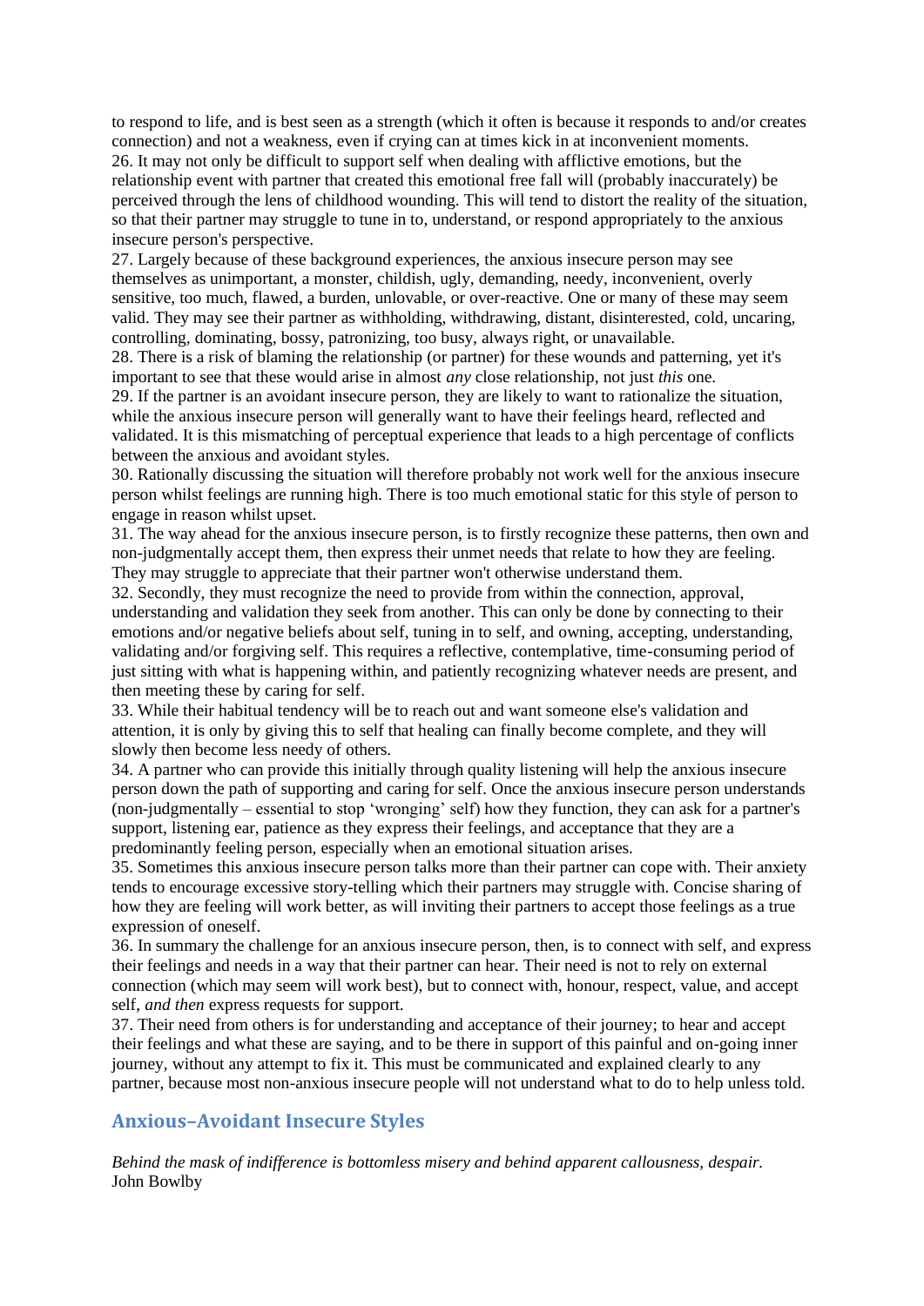to respond to life, and is best seen as a strength (which it often is because it responds to and/or creates connection) and not a weakness, even if crying can at times kick in at inconvenient moments.

26. It may not only be difficult to support self when dealing with afflictive emotions, but the relationship event with partner that created this emotional free fall will (probably inaccurately) be perceived through the lens of childhood wounding. This will tend to distort the reality of the situation, so that their partner may struggle to tune in to, understand, or respond appropriately to the anxious insecure person's perspective.

27. Largely because of these background experiences, the anxious insecure person may see themselves as unimportant, a monster, childish, ugly, demanding, needy, inconvenient, overly sensitive, too much, flawed, a burden, unlovable, or over-reactive. One or many of these may seem valid. They may see their partner as withholding, withdrawing, distant, disinterested, cold, uncaring, controlling, dominating, bossy, patronizing, too busy, always right, or unavailable.

28. There is a risk of blaming the relationship (or partner) for these wounds and patterning, yet it's important to see that these would arise in almost *any* close relationship, not just *this* one.

29. If the partner is an avoidant insecure person, they are likely to want to rationalize the situation, while the anxious insecure person will generally want to have their feelings heard, reflected and validated. It is this mismatching of perceptual experience that leads to a high percentage of conflicts between the anxious and avoidant styles.

30. Rationally discussing the situation will therefore probably not work well for the anxious insecure person whilst feelings are running high. There is too much emotional static for this style of person to engage in reason whilst upset.

31. The way ahead for the anxious insecure person, is to firstly recognize these patterns, then own and non-judgmentally accept them, then express their unmet needs that relate to how they are feeling. They may struggle to appreciate that their partner won't otherwise understand them.

32. Secondly, they must recognize the need to provide from within the connection, approval, understanding and validation they seek from another. This can only be done by connecting to their emotions and/or negative beliefs about self, tuning in to self, and owning, accepting, understanding, validating and/or forgiving self. This requires a reflective, contemplative, time-consuming period of just sitting with what is happening within, and patiently recognizing whatever needs are present, and then meeting these by caring for self.

33. While their habitual tendency will be to reach out and want someone else's validation and attention, it is only by giving this to self that healing can finally become complete, and they will slowly then become less needy of others.

34. A partner who can provide this initially through quality listening will help the anxious insecure person down the path of supporting and caring for self. Once the anxious insecure person understands (non-judgmentally – essential to stop 'wronging' self) how they function, they can ask for a partner's support, listening ear, patience as they express their feelings, and acceptance that they are a predominantly feeling person, especially when an emotional situation arises.

35. Sometimes this anxious insecure person talks more than their partner can cope with. Their anxiety tends to encourage excessive story-telling which their partners may struggle with. Concise sharing of how they are feeling will work better, as will inviting their partners to accept those feelings as a true expression of oneself.

36. In summary the challenge for an anxious insecure person, then, is to connect with self, and express their feelings and needs in a way that their partner can hear. Their need is not to rely on external connection (which may seem will work best), but to connect with, honour, respect, value, and accept self, *and then* express requests for support.

37. Their need from others is for understanding and acceptance of their journey; to hear and accept their feelings and what these are saying, and to be there in support of this painful and on-going inner journey, without any attempt to fix it. This must be communicated and explained clearly to any partner, because most non-anxious insecure people will not understand what to do to help unless told.

## Anxious–Avoidant Insecure Styles

*Behind the mask of indifference is bottomless misery and behind apparent callousness, despair.*
John Bowlby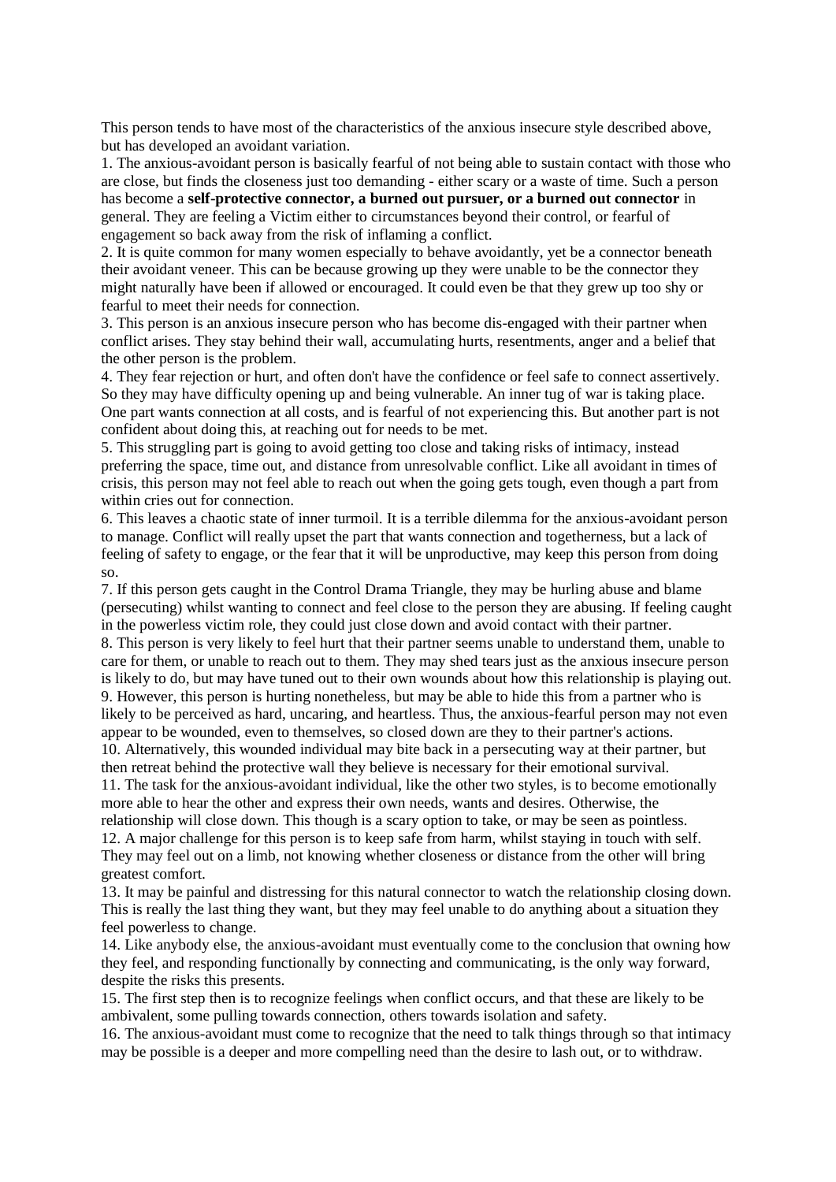This person tends to have most of the characteristics of the anxious insecure style described above, but has developed an avoidant variation.

1. The anxious-avoidant person is basically fearful of not being able to sustain contact with those who are close, but finds the closeness just too demanding - either scary or a waste of time. Such a person has become a **self-protective connector, a burned out pursuer, or a burned out connector** in general. They are feeling a Victim either to circumstances beyond their control, or fearful of engagement so back away from the risk of inflaming a conflict.
2. It is quite common for many women especially to behave avoidantly, yet be a connector beneath their avoidant veneer. This can be because growing up they were unable to be the connector they might naturally have been if allowed or encouraged. It could even be that they grew up too shy or fearful to meet their needs for connection.
3. This person is an anxious insecure person who has become dis-engaged with their partner when conflict arises. They stay behind their wall, accumulating hurts, resentments, anger and a belief that the other person is the problem.
4. They fear rejection or hurt, and often don't have the confidence or feel safe to connect assertively. So they may have difficulty opening up and being vulnerable. An inner tug of war is taking place. One part wants connection at all costs, and is fearful of not experiencing this. But another part is not confident about doing this, at reaching out for needs to be met.
5. This struggling part is going to avoid getting too close and taking risks of intimacy, instead preferring the space, time out, and distance from unresolvable conflict. Like all avoidant in times of crisis, this person may not feel able to reach out when the going gets tough, even though a part from within cries out for connection.
6. This leaves a chaotic state of inner turmoil. It is a terrible dilemma for the anxious-avoidant person to manage. Conflict will really upset the part that wants connection and togetherness, but a lack of feeling of safety to engage, or the fear that it will be unproductive, may keep this person from doing so.
7. If this person gets caught in the Control Drama Triangle, they may be hurling abuse and blame (persecuting) whilst wanting to connect and feel close to the person they are abusing. If feeling caught in the powerless victim role, they could just close down and avoid contact with their partner.
8. This person is very likely to feel hurt that their partner seems unable to understand them, unable to care for them, or unable to reach out to them. They may shed tears just as the anxious insecure person is likely to do, but may have tuned out to their own wounds about how this relationship is playing out.
9. However, this person is hurting nonetheless, but may be able to hide this from a partner who is likely to be perceived as hard, uncaring, and heartless. Thus, the anxious-fearful person may not even appear to be wounded, even to themselves, so closed down are they to their partner's actions.
10. Alternatively, this wounded individual may bite back in a persecuting way at their partner, but then retreat behind the protective wall they believe is necessary for their emotional survival.
11. The task for the anxious-avoidant individual, like the other two styles, is to become emotionally more able to hear the other and express their own needs, wants and desires. Otherwise, the relationship will close down. This though is a scary option to take, or may be seen as pointless.
12. A major challenge for this person is to keep safe from harm, whilst staying in touch with self. They may feel out on a limb, not knowing whether closeness or distance from the other will bring greatest comfort.
13. It may be painful and distressing for this natural connector to watch the relationship closing down. This is really the last thing they want, but they may feel unable to do anything about a situation they feel powerless to change.
14. Like anybody else, the anxious-avoidant must eventually come to the conclusion that owning how they feel, and responding functionally by connecting and communicating, is the only way forward, despite the risks this presents.
15. The first step then is to recognize feelings when conflict occurs, and that these are likely to be ambivalent, some pulling towards connection, others towards isolation and safety.
16. The anxious-avoidant must come to recognize that the need to talk things through so that intimacy may be possible is a deeper and more compelling need than the desire to lash out, or to withdraw.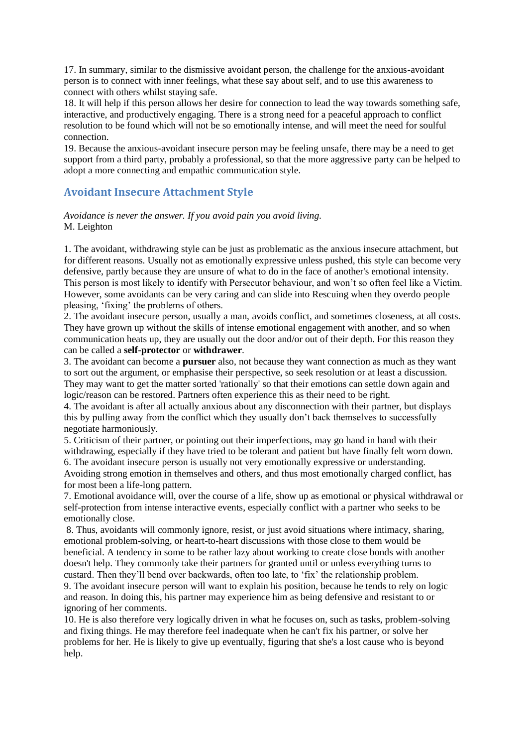17. In summary, similar to the dismissive avoidant person, the challenge for the anxious-avoidant person is to connect with inner feelings, what these say about self, and to use this awareness to connect with others whilst staying safe.

18. It will help if this person allows her desire for connection to lead the way towards something safe, interactive, and productively engaging. There is a strong need for a peaceful approach to conflict resolution to be found which will not be so emotionally intense, and will meet the need for soulful connection.

19. Because the anxious-avoidant insecure person may be feeling unsafe, there may be a need to get support from a third party, probably a professional, so that the more aggressive party can be helped to adopt a more connecting and empathic communication style.

## Avoidant Insecure Attachment Style

*Avoidance is never the answer. If you avoid pain you avoid living.*
M. Leighton

1. The avoidant, withdrawing style can be just as problematic as the anxious insecure attachment, but for different reasons. Usually not as emotionally expressive unless pushed, this style can become very defensive, partly because they are unsure of what to do in the face of another's emotional intensity. This person is most likely to identify with Persecutor behaviour, and won't so often feel like a Victim. However, some avoidants can be very caring and can slide into Rescuing when they overdo people pleasing, 'fixing' the problems of others.

2. The avoidant insecure person, usually a man, avoids conflict, and sometimes closeness, at all costs. They have grown up without the skills of intense emotional engagement with another, and so when communication heats up, they are usually out the door and/or out of their depth. For this reason they can be called a **self-protector** or **withdrawer**.

3. The avoidant can become a **pursuer** also, not because they want connection as much as they want to sort out the argument, or emphasise their perspective, so seek resolution or at least a discussion. They may want to get the matter sorted 'rationally' so that their emotions can settle down again and logic/reason can be restored. Partners often experience this as their need to be right.

4. The avoidant is after all actually anxious about any disconnection with their partner, but displays this by pulling away from the conflict which they usually don't back themselves to successfully negotiate harmoniously.

5. Criticism of their partner, or pointing out their imperfections, may go hand in hand with their withdrawing, especially if they have tried to be tolerant and patient but have finally felt worn down.

6. The avoidant insecure person is usually not very emotionally expressive or understanding. Avoiding strong emotion in themselves and others, and thus most emotionally charged conflict, has for most been a life-long pattern.

7. Emotional avoidance will, over the course of a life, show up as emotional or physical withdrawal or self-protection from intense interactive events, especially conflict with a partner who seeks to be emotionally close.

8. Thus, avoidants will commonly ignore, resist, or just avoid situations where intimacy, sharing, emotional problem-solving, or heart-to-heart discussions with those close to them would be beneficial. A tendency in some to be rather lazy about working to create close bonds with another doesn't help. They commonly take their partners for granted until or unless everything turns to custard. Then they'll bend over backwards, often too late, to 'fix' the relationship problem.

9. The avoidant insecure person will want to explain his position, because he tends to rely on logic and reason. In doing this, his partner may experience him as being defensive and resistant to or ignoring of her comments.

10. He is also therefore very logically driven in what he focuses on, such as tasks, problem-solving and fixing things. He may therefore feel inadequate when he can't fix his partner, or solve her problems for her. He is likely to give up eventually, figuring that she's a lost cause who is beyond help.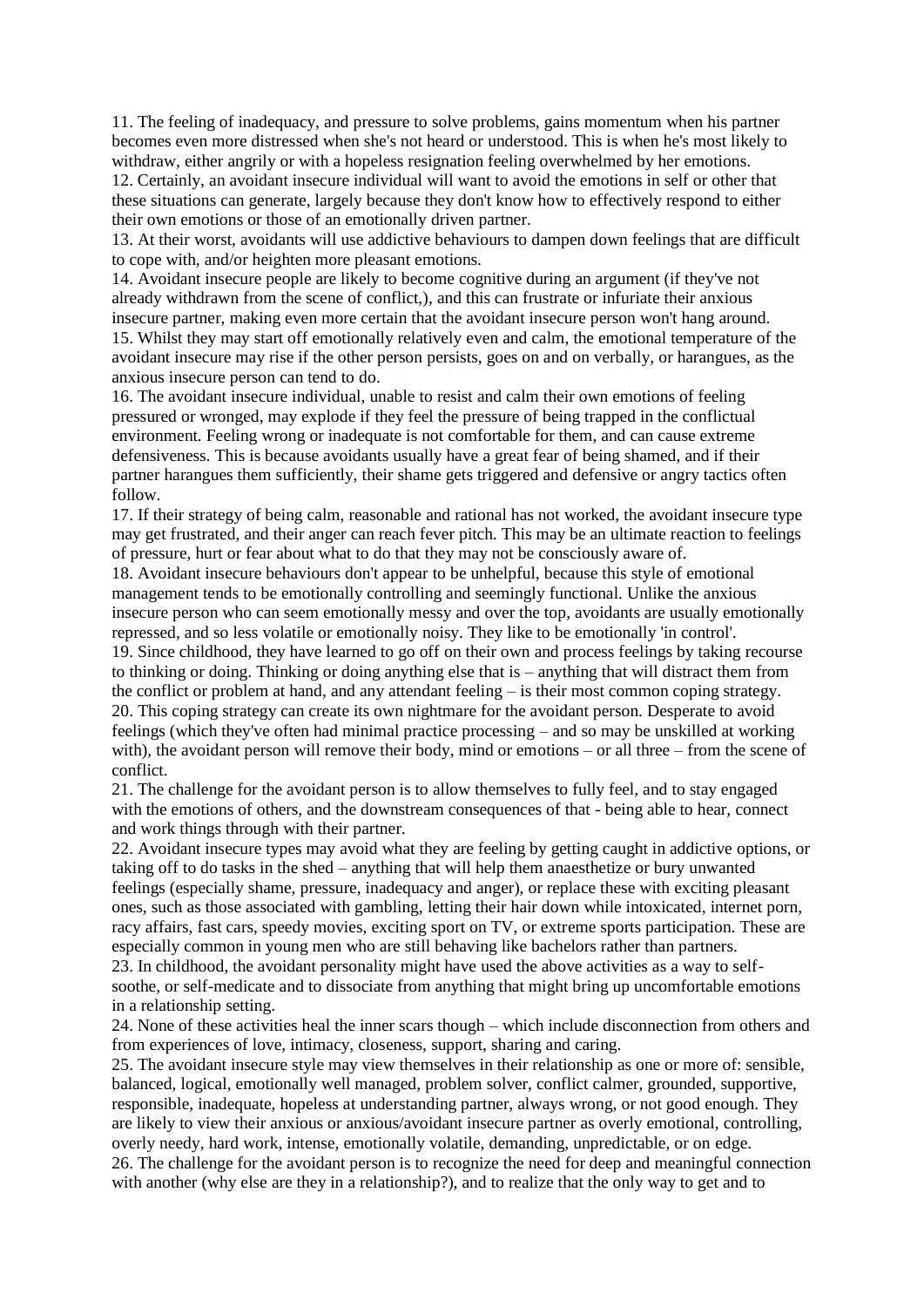11. The feeling of inadequacy, and pressure to solve problems, gains momentum when his partner becomes even more distressed when she's not heard or understood. This is when he's most likely to withdraw, either angrily or with a hopeless resignation feeling overwhelmed by her emotions.
12. Certainly, an avoidant insecure individual will want to avoid the emotions in self or other that these situations can generate, largely because they don't know how to effectively respond to either their own emotions or those of an emotionally driven partner.
13. At their worst, avoidants will use addictive behaviours to dampen down feelings that are difficult to cope with, and/or heighten more pleasant emotions.
14. Avoidant insecure people are likely to become cognitive during an argument (if they've not already withdrawn from the scene of conflict,), and this can frustrate or infuriate their anxious insecure partner, making even more certain that the avoidant insecure person won't hang around.
15. Whilst they may start off emotionally relatively even and calm, the emotional temperature of the avoidant insecure may rise if the other person persists, goes on and on verbally, or harangues, as the anxious insecure person can tend to do.
16. The avoidant insecure individual, unable to resist and calm their own emotions of feeling pressured or wronged, may explode if they feel the pressure of being trapped in the conflictual environment. Feeling wrong or inadequate is not comfortable for them, and can cause extreme defensiveness. This is because avoidants usually have a great fear of being shamed, and if their partner harangues them sufficiently, their shame gets triggered and defensive or angry tactics often follow.
17. If their strategy of being calm, reasonable and rational has not worked, the avoidant insecure type may get frustrated, and their anger can reach fever pitch. This may be an ultimate reaction to feelings of pressure, hurt or fear about what to do that they may not be consciously aware of.
18. Avoidant insecure behaviours don't appear to be unhelpful, because this style of emotional management tends to be emotionally controlling and seemingly functional. Unlike the anxious insecure person who can seem emotionally messy and over the top, avoidants are usually emotionally repressed, and so less volatile or emotionally noisy. They like to be emotionally 'in control'.
19. Since childhood, they have learned to go off on their own and process feelings by taking recourse to thinking or doing. Thinking or doing anything else that is – anything that will distract them from the conflict or problem at hand, and any attendant feeling – is their most common coping strategy.
20. This coping strategy can create its own nightmare for the avoidant person. Desperate to avoid feelings (which they've often had minimal practice processing – and so may be unskilled at working with), the avoidant person will remove their body, mind or emotions – or all three – from the scene of conflict.
21. The challenge for the avoidant person is to allow themselves to fully feel, and to stay engaged with the emotions of others, and the downstream consequences of that - being able to hear, connect and work things through with their partner.
22. Avoidant insecure types may avoid what they are feeling by getting caught in addictive options, or taking off to do tasks in the shed – anything that will help them anaesthetize or bury unwanted feelings (especially shame, pressure, inadequacy and anger), or replace these with exciting pleasant ones, such as those associated with gambling, letting their hair down while intoxicated, internet porn, racy affairs, fast cars, speedy movies, exciting sport on TV, or extreme sports participation. These are especially common in young men who are still behaving like bachelors rather than partners.
23. In childhood, the avoidant personality might have used the above activities as a way to self-soothe, or self-medicate and to dissociate from anything that might bring up uncomfortable emotions in a relationship setting.
24. None of these activities heal the inner scars though – which include disconnection from others and from experiences of love, intimacy, closeness, support, sharing and caring.
25. The avoidant insecure style may view themselves in their relationship as one or more of: sensible, balanced, logical, emotionally well managed, problem solver, conflict calmer, grounded, supportive, responsible, inadequate, hopeless at understanding partner, always wrong, or not good enough. They are likely to view their anxious or anxious/avoidant insecure partner as overly emotional, controlling, overly needy, hard work, intense, emotionally volatile, demanding, unpredictable, or on edge.
26. The challenge for the avoidant person is to recognize the need for deep and meaningful connection with another (why else are they in a relationship?), and to realize that the only way to get and to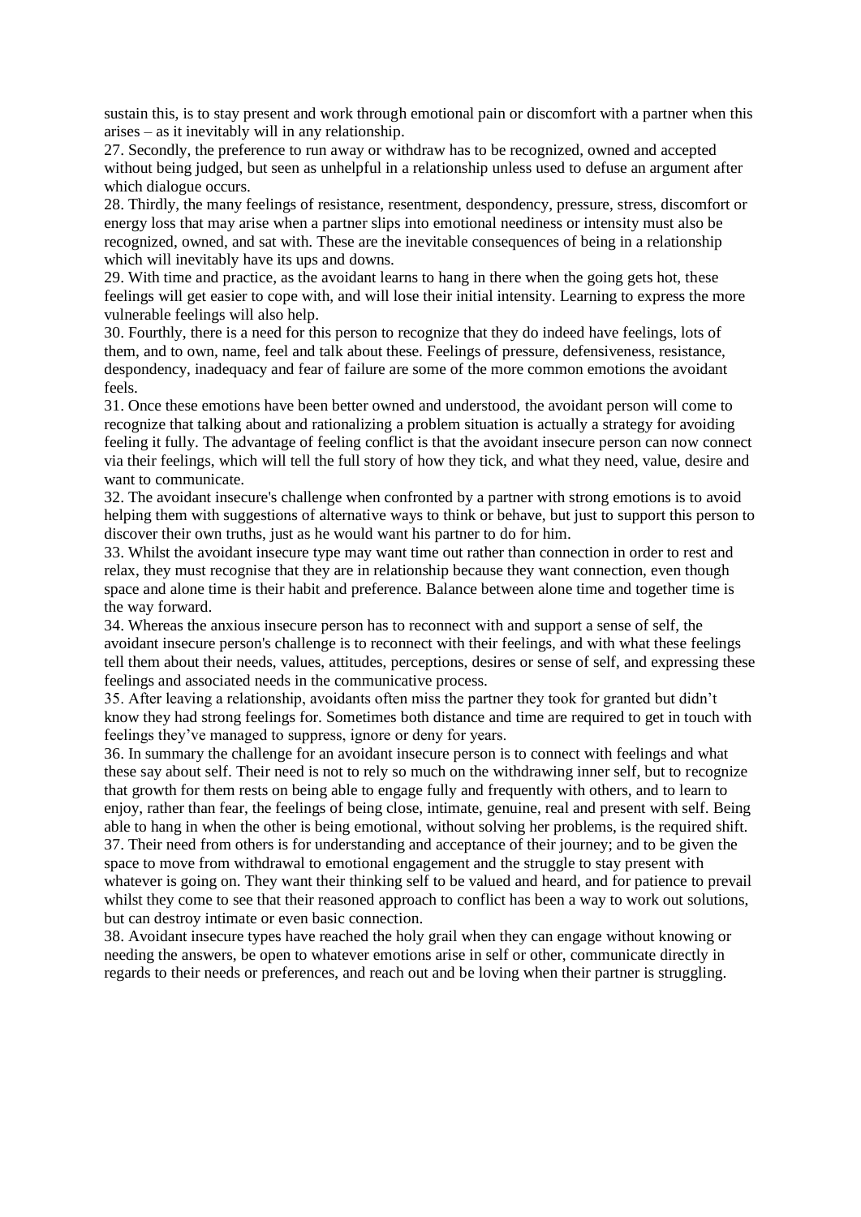sustain this, is to stay present and work through emotional pain or discomfort with a partner when this arises – as it inevitably will in any relationship.

27. Secondly, the preference to run away or withdraw has to be recognized, owned and accepted without being judged, but seen as unhelpful in a relationship unless used to defuse an argument after which dialogue occurs.

28. Thirdly, the many feelings of resistance, resentment, despondency, pressure, stress, discomfort or energy loss that may arise when a partner slips into emotional neediness or intensity must also be recognized, owned, and sat with. These are the inevitable consequences of being in a relationship which will inevitably have its ups and downs.

29. With time and practice, as the avoidant learns to hang in there when the going gets hot, these feelings will get easier to cope with, and will lose their initial intensity. Learning to express the more vulnerable feelings will also help.

30. Fourthly, there is a need for this person to recognize that they do indeed have feelings, lots of them, and to own, name, feel and talk about these. Feelings of pressure, defensiveness, resistance, despondency, inadequacy and fear of failure are some of the more common emotions the avoidant feels.

31. Once these emotions have been better owned and understood, the avoidant person will come to recognize that talking about and rationalizing a problem situation is actually a strategy for avoiding feeling it fully. The advantage of feeling conflict is that the avoidant insecure person can now connect via their feelings, which will tell the full story of how they tick, and what they need, value, desire and want to communicate.

32. The avoidant insecure's challenge when confronted by a partner with strong emotions is to avoid helping them with suggestions of alternative ways to think or behave, but just to support this person to discover their own truths, just as he would want his partner to do for him.

33. Whilst the avoidant insecure type may want time out rather than connection in order to rest and relax, they must recognise that they are in relationship because they want connection, even though space and alone time is their habit and preference. Balance between alone time and together time is the way forward.

34. Whereas the anxious insecure person has to reconnect with and support a sense of self, the avoidant insecure person's challenge is to reconnect with their feelings, and with what these feelings tell them about their needs, values, attitudes, perceptions, desires or sense of self, and expressing these feelings and associated needs in the communicative process.

35. After leaving a relationship, avoidants often miss the partner they took for granted but didn't know they had strong feelings for. Sometimes both distance and time are required to get in touch with feelings they've managed to suppress, ignore or deny for years.

36. In summary the challenge for an avoidant insecure person is to connect with feelings and what these say about self. Their need is not to rely so much on the withdrawing inner self, but to recognize that growth for them rests on being able to engage fully and frequently with others, and to learn to enjoy, rather than fear, the feelings of being close, intimate, genuine, real and present with self. Being able to hang in when the other is being emotional, without solving her problems, is the required shift.

37. Their need from others is for understanding and acceptance of their journey; and to be given the space to move from withdrawal to emotional engagement and the struggle to stay present with whatever is going on. They want their thinking self to be valued and heard, and for patience to prevail whilst they come to see that their reasoned approach to conflict has been a way to work out solutions, but can destroy intimate or even basic connection.

38. Avoidant insecure types have reached the holy grail when they can engage without knowing or needing the answers, be open to whatever emotions arise in self or other, communicate directly in regards to their needs or preferences, and reach out and be loving when their partner is struggling.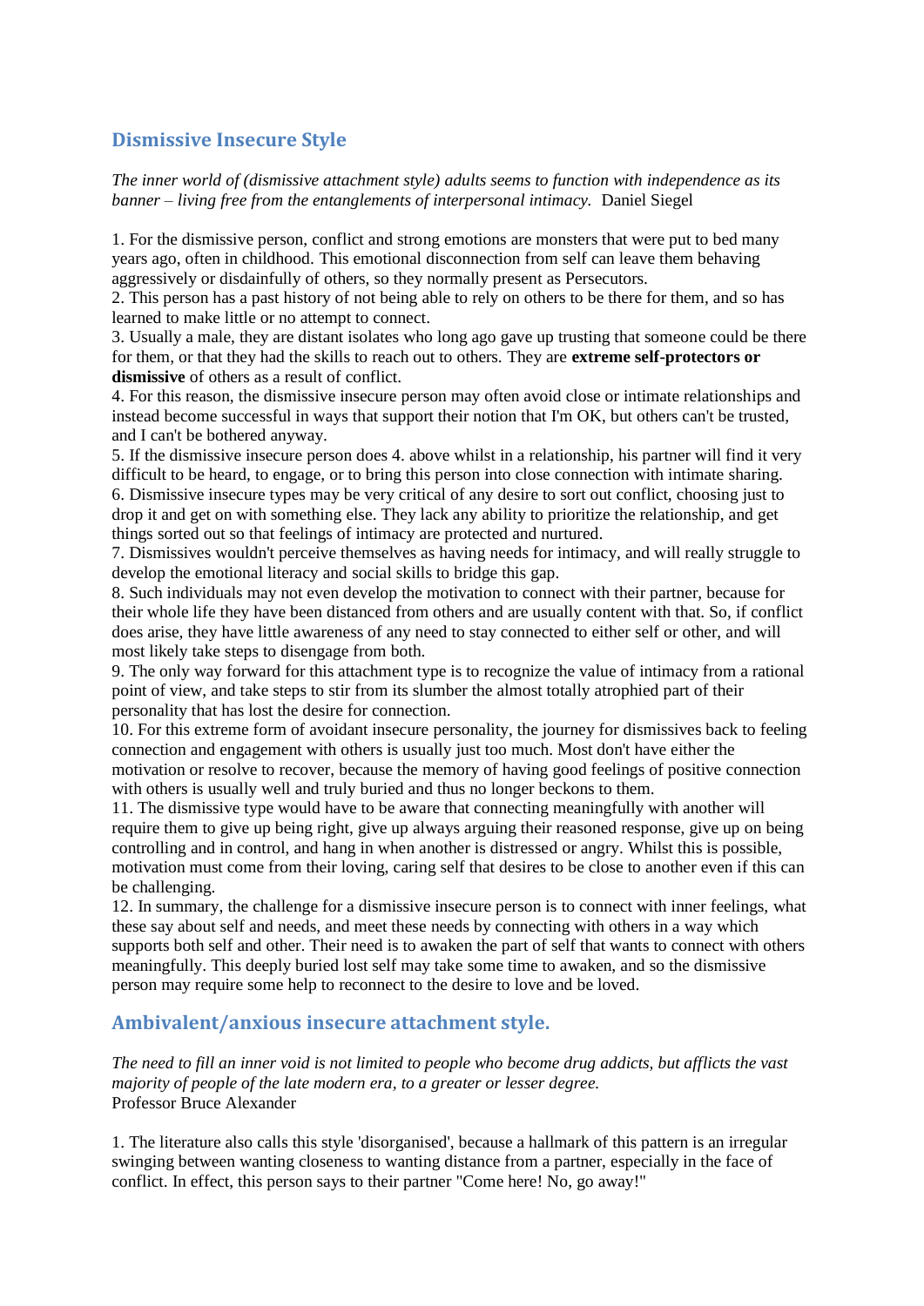## Dismissive Insecure Style

*The inner world of (dismissive attachment style) adults seems to function with independence as its banner – living free from the entanglements of interpersonal intimacy.* Daniel Siegel

1. For the dismissive person, conflict and strong emotions are monsters that were put to bed many years ago, often in childhood. This emotional disconnection from self can leave them behaving aggressively or disdainfully of others, so they normally present as Persecutors.
2. This person has a past history of not being able to rely on others to be there for them, and so has learned to make little or no attempt to connect.
3. Usually a male, they are distant isolates who long ago gave up trusting that someone could be there for them, or that they had the skills to reach out to others. They are **extreme self-protectors or dismissive** of others as a result of conflict.
4. For this reason, the dismissive insecure person may often avoid close or intimate relationships and instead become successful in ways that support their notion that I'm OK, but others can't be trusted, and I can't be bothered anyway.
5. If the dismissive insecure person does 4. above whilst in a relationship, his partner will find it very difficult to be heard, to engage, or to bring this person into close connection with intimate sharing.
6. Dismissive insecure types may be very critical of any desire to sort out conflict, choosing just to drop it and get on with something else. They lack any ability to prioritize the relationship, and get things sorted out so that feelings of intimacy are protected and nurtured.
7. Dismissives wouldn't perceive themselves as having needs for intimacy, and will really struggle to develop the emotional literacy and social skills to bridge this gap.
8. Such individuals may not even develop the motivation to connect with their partner, because for their whole life they have been distanced from others and are usually content with that. So, if conflict does arise, they have little awareness of any need to stay connected to either self or other, and will most likely take steps to disengage from both.
9. The only way forward for this attachment type is to recognize the value of intimacy from a rational point of view, and take steps to stir from its slumber the almost totally atrophied part of their personality that has lost the desire for connection.
10. For this extreme form of avoidant insecure personality, the journey for dismissives back to feeling connection and engagement with others is usually just too much. Most don't have either the motivation or resolve to recover, because the memory of having good feelings of positive connection with others is usually well and truly buried and thus no longer beckons to them.
11. The dismissive type would have to be aware that connecting meaningfully with another will require them to give up being right, give up always arguing their reasoned response, give up on being controlling and in control, and hang in when another is distressed or angry. Whilst this is possible, motivation must come from their loving, caring self that desires to be close to another even if this can be challenging.
12. In summary, the challenge for a dismissive insecure person is to connect with inner feelings, what these say about self and needs, and meet these needs by connecting with others in a way which supports both self and other. Their need is to awaken the part of self that wants to connect with others meaningfully. This deeply buried lost self may take some time to awaken, and so the dismissive person may require some help to reconnect to the desire to love and be loved.

## Ambivalent/anxious insecure attachment style.

*The need to fill an inner void is not limited to people who become drug addicts, but afflicts the vast majority of people of the late modern era, to a greater or lesser degree.*
Professor Bruce Alexander

1. The literature also calls this style 'disorganised', because a hallmark of this pattern is an irregular swinging between wanting closeness to wanting distance from a partner, especially in the face of conflict. In effect, this person says to their partner "Come here! No, go away!"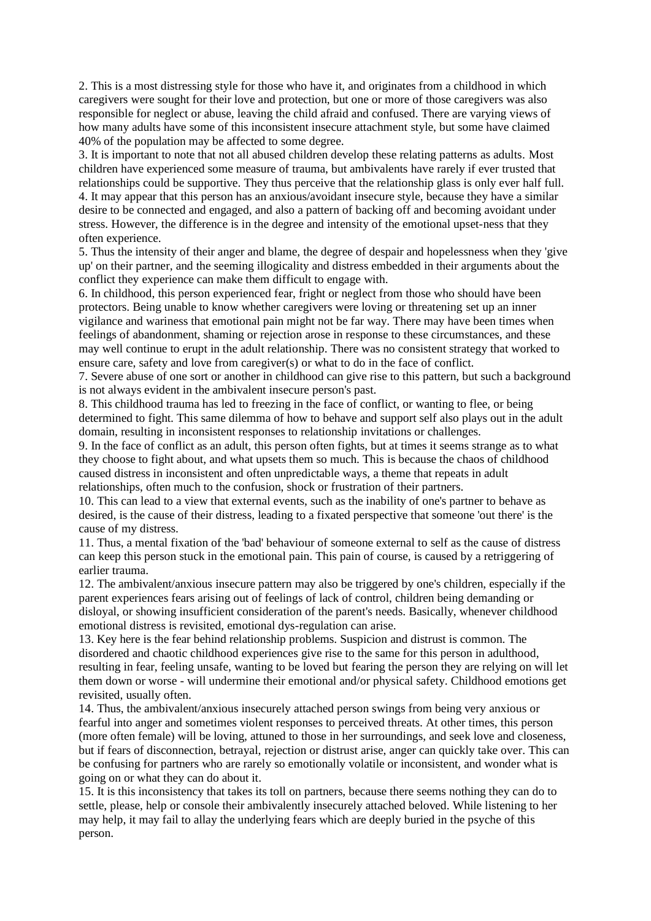2. This is a most distressing style for those who have it, and originates from a childhood in which caregivers were sought for their love and protection, but one or more of those caregivers was also responsible for neglect or abuse, leaving the child afraid and confused. There are varying views of how many adults have some of this inconsistent insecure attachment style, but some have claimed 40% of the population may be affected to some degree.

3. It is important to note that not all abused children develop these relating patterns as adults. Most children have experienced some measure of trauma, but ambivalents have rarely if ever trusted that relationships could be supportive. They thus perceive that the relationship glass is only ever half full.

4. It may appear that this person has an anxious/avoidant insecure style, because they have a similar desire to be connected and engaged, and also a pattern of backing off and becoming avoidant under stress. However, the difference is in the degree and intensity of the emotional upset-ness that they often experience.

5. Thus the intensity of their anger and blame, the degree of despair and hopelessness when they 'give up' on their partner, and the seeming illogicality and distress embedded in their arguments about the conflict they experience can make them difficult to engage with.

6. In childhood, this person experienced fear, fright or neglect from those who should have been protectors. Being unable to know whether caregivers were loving or threatening set up an inner vigilance and wariness that emotional pain might not be far way. There may have been times when feelings of abandonment, shaming or rejection arose in response to these circumstances, and these may well continue to erupt in the adult relationship. There was no consistent strategy that worked to ensure care, safety and love from caregiver(s) or what to do in the face of conflict.

7. Severe abuse of one sort or another in childhood can give rise to this pattern, but such a background is not always evident in the ambivalent insecure person's past.

8. This childhood trauma has led to freezing in the face of conflict, or wanting to flee, or being determined to fight. This same dilemma of how to behave and support self also plays out in the adult domain, resulting in inconsistent responses to relationship invitations or challenges.

9. In the face of conflict as an adult, this person often fights, but at times it seems strange as to what they choose to fight about, and what upsets them so much. This is because the chaos of childhood caused distress in inconsistent and often unpredictable ways, a theme that repeats in adult relationships, often much to the confusion, shock or frustration of their partners.

10. This can lead to a view that external events, such as the inability of one's partner to behave as desired, is the cause of their distress, leading to a fixated perspective that someone 'out there' is the cause of my distress.

11. Thus, a mental fixation of the 'bad' behaviour of someone external to self as the cause of distress can keep this person stuck in the emotional pain. This pain of course, is caused by a retriggering of earlier trauma.

12. The ambivalent/anxious insecure pattern may also be triggered by one's children, especially if the parent experiences fears arising out of feelings of lack of control, children being demanding or disloyal, or showing insufficient consideration of the parent's needs. Basically, whenever childhood emotional distress is revisited, emotional dys-regulation can arise.

13. Key here is the fear behind relationship problems. Suspicion and distrust is common. The disordered and chaotic childhood experiences give rise to the same for this person in adulthood, resulting in fear, feeling unsafe, wanting to be loved but fearing the person they are relying on will let them down or worse - will undermine their emotional and/or physical safety. Childhood emotions get revisited, usually often.

14. Thus, the ambivalent/anxious insecurely attached person swings from being very anxious or fearful into anger and sometimes violent responses to perceived threats. At other times, this person (more often female) will be loving, attuned to those in her surroundings, and seek love and closeness, but if fears of disconnection, betrayal, rejection or distrust arise, anger can quickly take over. This can be confusing for partners who are rarely so emotionally volatile or inconsistent, and wonder what is going on or what they can do about it.

15. It is this inconsistency that takes its toll on partners, because there seems nothing they can do to settle, please, help or console their ambivalently insecurely attached beloved. While listening to her may help, it may fail to allay the underlying fears which are deeply buried in the psyche of this person.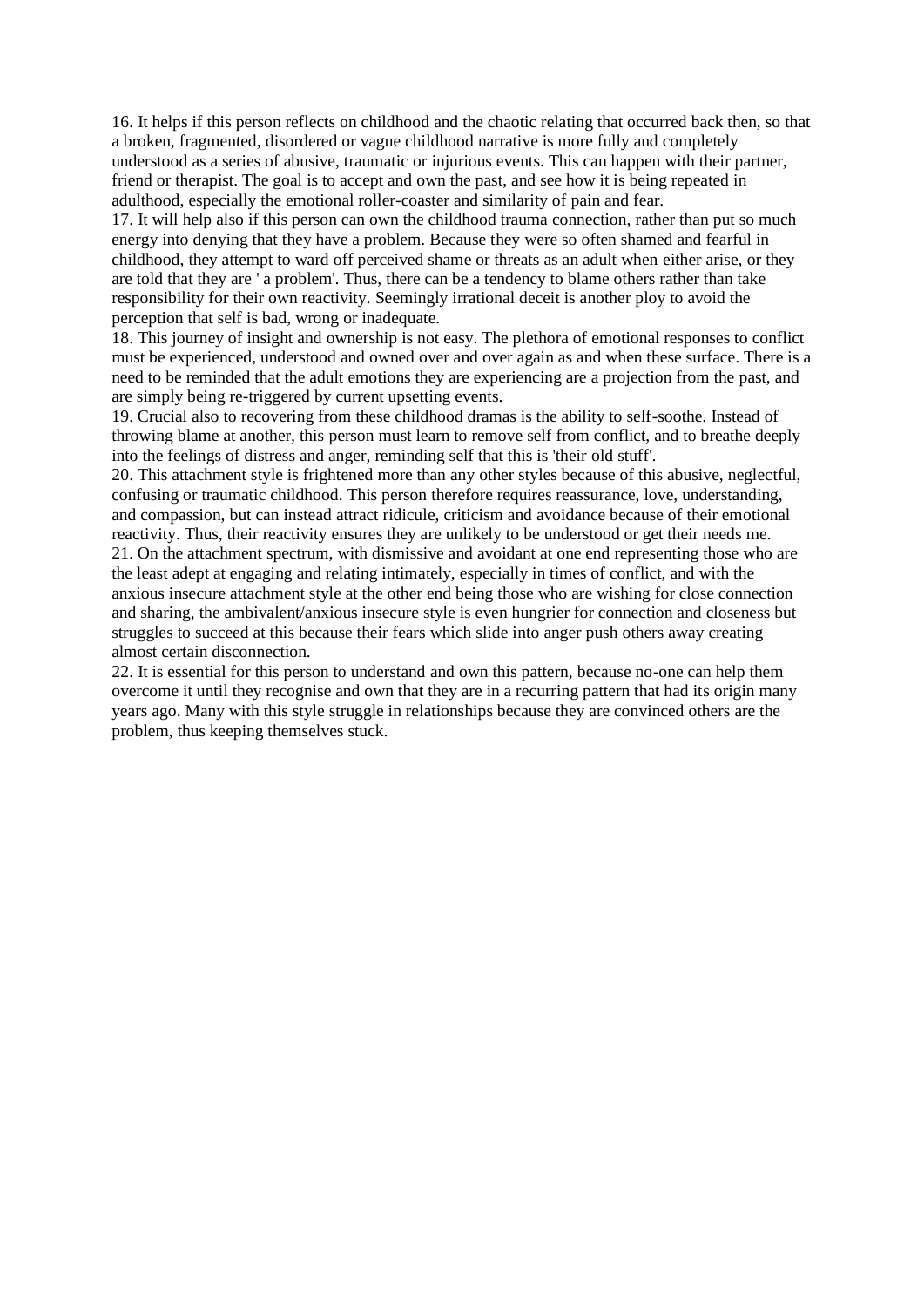16. It helps if this person reflects on childhood and the chaotic relating that occurred back then, so that a broken, fragmented, disordered or vague childhood narrative is more fully and completely understood as a series of abusive, traumatic or injurious events. This can happen with their partner, friend or therapist. The goal is to accept and own the past, and see how it is being repeated in adulthood, especially the emotional roller-coaster and similarity of pain and fear.

17. It will help also if this person can own the childhood trauma connection, rather than put so much energy into denying that they have a problem. Because they were so often shamed and fearful in childhood, they attempt to ward off perceived shame or threats as an adult when either arise, or they are told that they are ' a problem'. Thus, there can be a tendency to blame others rather than take responsibility for their own reactivity. Seemingly irrational deceit is another ploy to avoid the perception that self is bad, wrong or inadequate.

18. This journey of insight and ownership is not easy. The plethora of emotional responses to conflict must be experienced, understood and owned over and over again as and when these surface. There is a need to be reminded that the adult emotions they are experiencing are a projection from the past, and are simply being re-triggered by current upsetting events.

19. Crucial also to recovering from these childhood dramas is the ability to self-soothe. Instead of throwing blame at another, this person must learn to remove self from conflict, and to breathe deeply into the feelings of distress and anger, reminding self that this is 'their old stuff'.

20. This attachment style is frightened more than any other styles because of this abusive, neglectful, confusing or traumatic childhood. This person therefore requires reassurance, love, understanding, and compassion, but can instead attract ridicule, criticism and avoidance because of their emotional reactivity. Thus, their reactivity ensures they are unlikely to be understood or get their needs me.

21. On the attachment spectrum, with dismissive and avoidant at one end representing those who are the least adept at engaging and relating intimately, especially in times of conflict, and with the anxious insecure attachment style at the other end being those who are wishing for close connection and sharing, the ambivalent/anxious insecure style is even hungrier for connection and closeness but struggles to succeed at this because their fears which slide into anger push others away creating almost certain disconnection.

22. It is essential for this person to understand and own this pattern, because no-one can help them overcome it until they recognise and own that they are in a recurring pattern that had its origin many years ago. Many with this style struggle in relationships because they are convinced others are the problem, thus keeping themselves stuck.